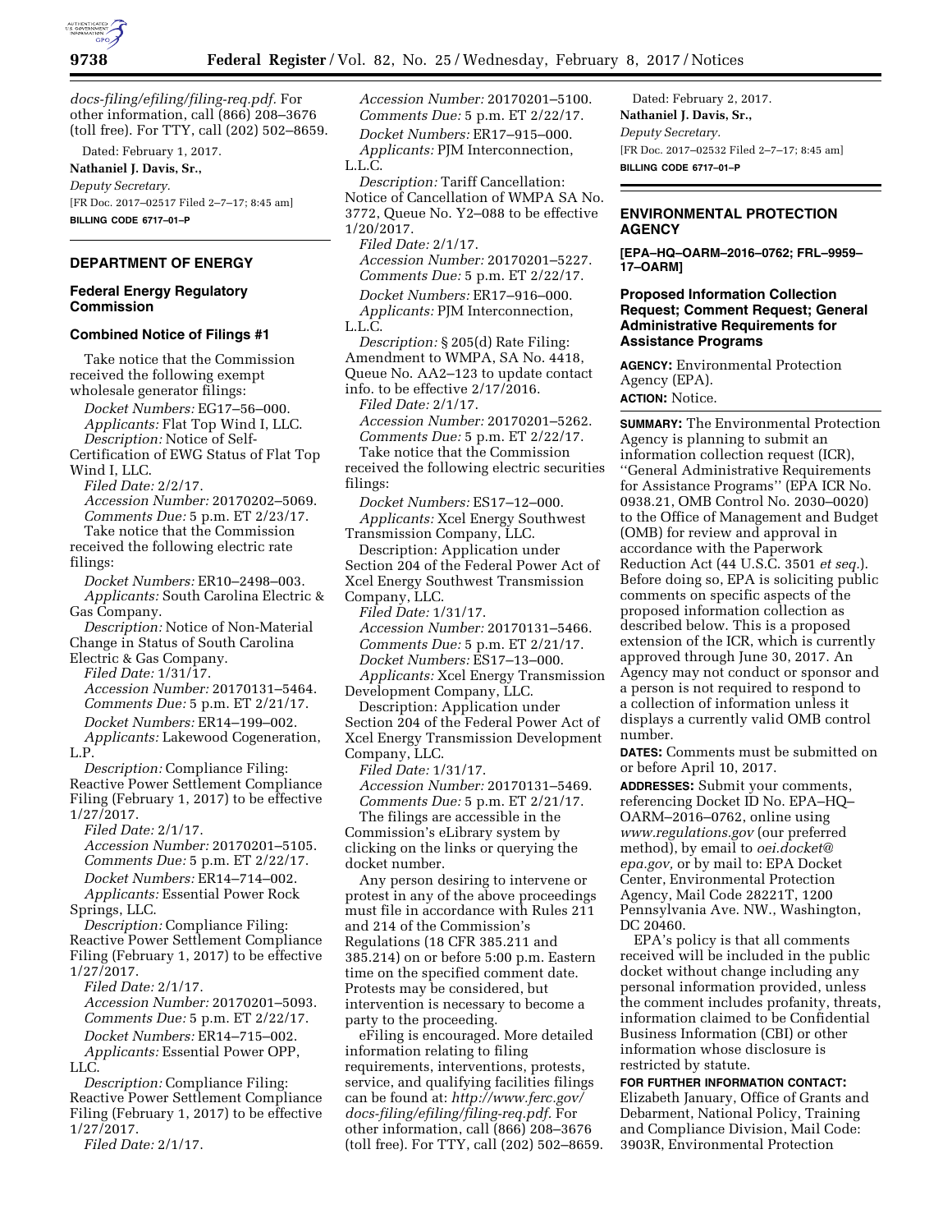*docs-filing/efiling/filing-req.pdf.* For other information, call (866) 208–3676 (toll free). For TTY, call (202) 502–8659.

Dated: February 1, 2017.

**Nathaniel J. Davis, Sr.,**

*Deputy Secretary.*

[FR Doc. 2017–02517 Filed 2–7–17; 8:45 am]

**BILLING CODE 6717–01–P**

## DEPARTMENT OF ENERGY

### Federal Energy Regulatory Commission

### Combined Notice of Filings #1

Take notice that the Commission received the following exempt wholesale generator filings:

*Docket Numbers:* EG17–56–000.
*Applicants:* Flat Top Wind I, LLC.
*Description:* Notice of Self-Certification of EWG Status of Flat Top Wind I, LLC.
*Filed Date:* 2/2/17.
*Accession Number:* 20170202–5069.
*Comments Due:* 5 p.m. ET 2/23/17.

Take notice that the Commission received the following electric rate filings:

*Docket Numbers:* ER10–2498–003.
*Applicants:* South Carolina Electric & Gas Company.
*Description:* Notice of Non-Material Change in Status of South Carolina Electric & Gas Company.
*Filed Date:* 1/31/17.
*Accession Number:* 20170131–5464.
*Comments Due:* 5 p.m. ET 2/21/17.

*Docket Numbers:* ER14–199–002.
*Applicants:* Lakewood Cogeneration, L.P.
*Description:* Compliance Filing: Reactive Power Settlement Compliance Filing (February 1, 2017) to be effective 1/27/2017.
*Filed Date:* 2/1/17.
*Accession Number:* 20170201–5105.
*Comments Due:* 5 p.m. ET 2/22/17.

*Docket Numbers:* ER14–714–002.
*Applicants:* Essential Power Rock Springs, LLC.
*Description:* Compliance Filing: Reactive Power Settlement Compliance Filing (February 1, 2017) to be effective 1/27/2017.
*Filed Date:* 2/1/17.
*Accession Number:* 20170201–5093.
*Comments Due:* 5 p.m. ET 2/22/17.

*Docket Numbers:* ER14–715–002.
*Applicants:* Essential Power OPP, LLC.
*Description:* Compliance Filing: Reactive Power Settlement Compliance Filing (February 1, 2017) to be effective 1/27/2017.
*Filed Date:* 2/1/17.
*Accession Number:* 20170201–5100.
*Comments Due:* 5 p.m. ET 2/22/17.

*Docket Numbers:* ER17–915–000.
*Applicants:* PJM Interconnection, L.L.C.
*Description:* Tariff Cancellation: Notice of Cancellation of WMPA SA No. 3772, Queue No. Y2–088 to be effective 1/20/2017.
*Filed Date:* 2/1/17.
*Accession Number:* 20170201–5227.
*Comments Due:* 5 p.m. ET 2/22/17.

*Docket Numbers:* ER17–916–000.
*Applicants:* PJM Interconnection, L.L.C.
*Description:* § 205(d) Rate Filing: Amendment to WMPA, SA No. 4418, Queue No. AA2–123 to update contact info. to be effective 2/17/2016.
*Filed Date:* 2/1/17.
*Accession Number:* 20170201–5262.
*Comments Due:* 5 p.m. ET 2/22/17.

Take notice that the Commission received the following electric securities filings:

*Docket Numbers:* ES17–12–000.
*Applicants:* Xcel Energy Southwest Transmission Company, LLC.
Description: Application under Section 204 of the Federal Power Act of Xcel Energy Southwest Transmission Company, LLC.
*Filed Date:* 1/31/17.
*Accession Number:* 20170131–5466.
*Comments Due:* 5 p.m. ET 2/21/17.

*Docket Numbers:* ES17–13–000.
*Applicants:* Xcel Energy Transmission Development Company, LLC.
Description: Application under Section 204 of the Federal Power Act of Xcel Energy Transmission Development Company, LLC.
*Filed Date:* 1/31/17.
*Accession Number:* 20170131–5469.
*Comments Due:* 5 p.m. ET 2/21/17.

The filings are accessible in the Commission's eLibrary system by clicking on the links or querying the docket number.

Any person desiring to intervene or protest in any of the above proceedings must file in accordance with Rules 211 and 214 of the Commission's Regulations (18 CFR 385.211 and 385.214) on or before 5:00 p.m. Eastern time on the specified comment date. Protests may be considered, but intervention is necessary to become a party to the proceeding.

eFiling is encouraged. More detailed information relating to filing requirements, interventions, protests, service, and qualifying facilities filings can be found at: *http://www.ferc.gov/docs-filing/efiling/filing-req.pdf.* For other information, call (866) 208–3676 (toll free). For TTY, call (202) 502–8659.

Dated: February 2, 2017.

**Nathaniel J. Davis, Sr.,**

*Deputy Secretary.*

[FR Doc. 2017–02532 Filed 2–7–17; 8:45 am]

**BILLING CODE 6717–01–P**

## ENVIRONMENTAL PROTECTION AGENCY

**[EPA–HQ–OARM–2016–0762; FRL–9959–17–OARM]**

### Proposed Information Collection Request; Comment Request; General Administrative Requirements for Assistance Programs

**AGENCY:** Environmental Protection Agency (EPA).

**ACTION:** Notice.

**SUMMARY:** The Environmental Protection Agency is planning to submit an information collection request (ICR), ''General Administrative Requirements for Assistance Programs'' (EPA ICR No. 0938.21, OMB Control No. 2030–0020) to the Office of Management and Budget (OMB) for review and approval in accordance with the Paperwork Reduction Act (44 U.S.C. 3501 *et seq.*). Before doing so, EPA is soliciting public comments on specific aspects of the proposed information collection as described below. This is a proposed extension of the ICR, which is currently approved through June 30, 2017. An Agency may not conduct or sponsor and a person is not required to respond to a collection of information unless it displays a currently valid OMB control number.

**DATES:** Comments must be submitted on or before April 10, 2017.

**ADDRESSES:** Submit your comments, referencing Docket ID No. EPA–HQ–OARM–2016–0762, online using *www.regulations.gov* (our preferred method), by email to *oei.docket@epa.gov,* or by mail to: EPA Docket Center, Environmental Protection Agency, Mail Code 28221T, 1200 Pennsylvania Ave. NW., Washington, DC 20460.

EPA's policy is that all comments received will be included in the public docket without change including any personal information provided, unless the comment includes profanity, threats, information claimed to be Confidential Business Information (CBI) or other information whose disclosure is restricted by statute.

**FOR FURTHER INFORMATION CONTACT:** Elizabeth January, Office of Grants and Debarment, National Policy, Training and Compliance Division, Mail Code: 3903R, Environmental Protection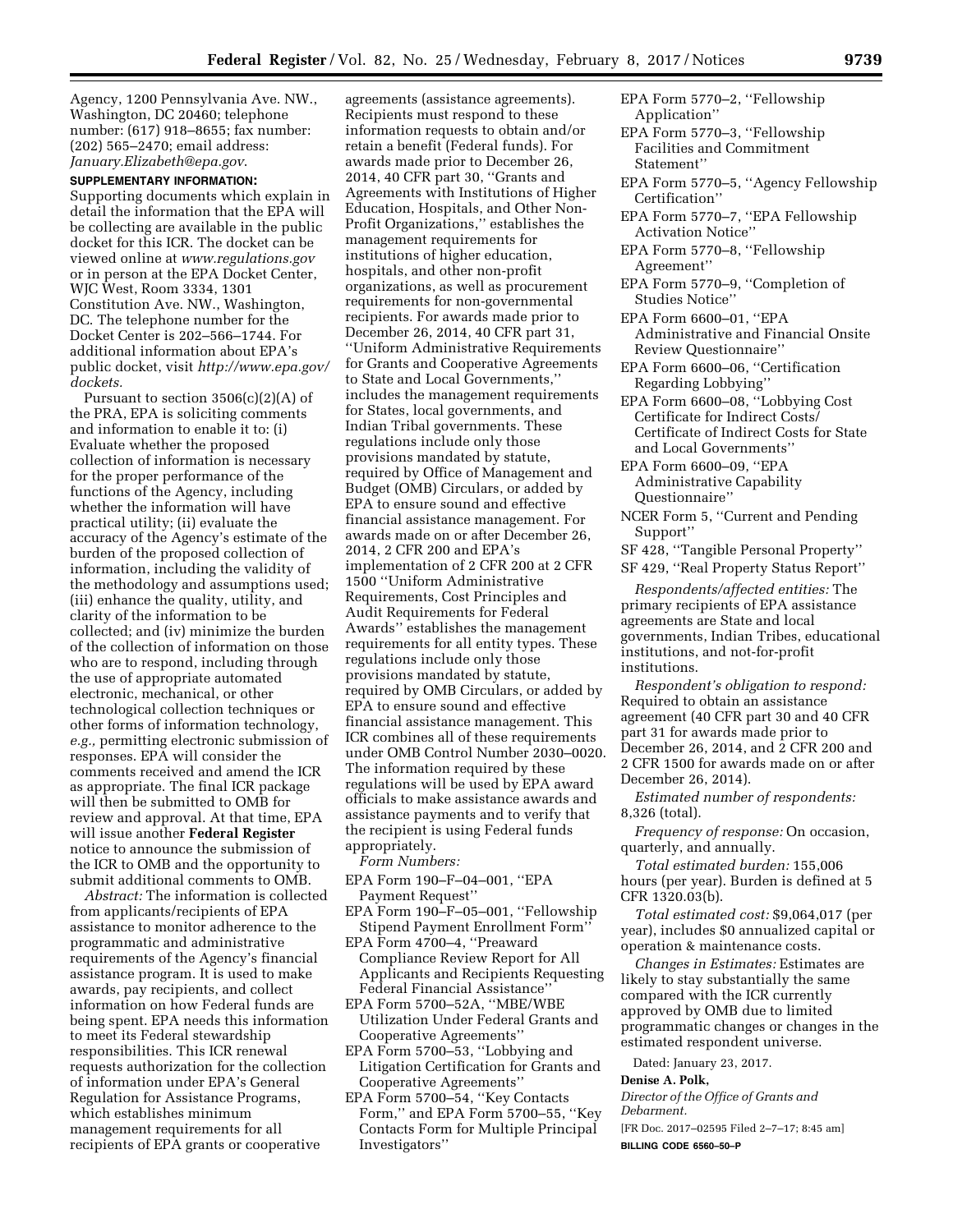Agency, 1200 Pennsylvania Ave. NW., Washington, DC 20460; telephone number: (617) 918–8655; fax number: (202) 565–2470; email address: *January.Elizabeth@epa.gov*.

**SUPPLEMENTARY INFORMATION:**

Supporting documents which explain in detail the information that the EPA will be collecting are available in the public docket for this ICR. The docket can be viewed online at *www.regulations.gov* or in person at the EPA Docket Center, WJC West, Room 3334, 1301 Constitution Ave. NW., Washington, DC. The telephone number for the Docket Center is 202–566–1744. For additional information about EPA's public docket, visit *http://www.epa.gov/dockets.*

Pursuant to section 3506(c)(2)(A) of the PRA, EPA is soliciting comments and information to enable it to: (i) Evaluate whether the proposed collection of information is necessary for the proper performance of the functions of the Agency, including whether the information will have practical utility; (ii) evaluate the accuracy of the Agency's estimate of the burden of the proposed collection of information, including the validity of the methodology and assumptions used; (iii) enhance the quality, utility, and clarity of the information to be collected; and (iv) minimize the burden of the collection of information on those who are to respond, including through the use of appropriate automated electronic, mechanical, or other technological collection techniques or other forms of information technology, *e.g.,* permitting electronic submission of responses. EPA will consider the comments received and amend the ICR as appropriate. The final ICR package will then be submitted to OMB for review and approval. At that time, EPA will issue another **Federal Register** notice to announce the submission of the ICR to OMB and the opportunity to submit additional comments to OMB.

*Abstract:* The information is collected from applicants/recipients of EPA assistance to monitor adherence to the programmatic and administrative requirements of the Agency's financial assistance program. It is used to make awards, pay recipients, and collect information on how Federal funds are being spent. EPA needs this information to meet its Federal stewardship responsibilities. This ICR renewal requests authorization for the collection of information under EPA's General Regulation for Assistance Programs, which establishes minimum management requirements for all recipients of EPA grants or cooperative agreements (assistance agreements). Recipients must respond to these information requests to obtain and/or retain a benefit (Federal funds). For awards made prior to December 26, 2014, 40 CFR part 30, ''Grants and Agreements with Institutions of Higher Education, Hospitals, and Other Non-Profit Organizations,'' establishes the management requirements for institutions of higher education, hospitals, and other non-profit organizations, as well as procurement requirements for non-governmental recipients. For awards made prior to December 26, 2014, 40 CFR part 31, ''Uniform Administrative Requirements for Grants and Cooperative Agreements to State and Local Governments,'' includes the management requirements for States, local governments, and Indian Tribal governments. These regulations include only those provisions mandated by statute, required by Office of Management and Budget (OMB) Circulars, or added by EPA to ensure sound and effective financial assistance management. For awards made on or after December 26, 2014, 2 CFR 200 and EPA's implementation of 2 CFR 200 at 2 CFR 1500 ''Uniform Administrative Requirements, Cost Principles and Audit Requirements for Federal Awards'' establishes the management requirements for all entity types. These regulations include only those provisions mandated by statute, required by OMB Circulars, or added by EPA to ensure sound and effective financial assistance management. This ICR combines all of these requirements under OMB Control Number 2030–0020. The information required by these regulations will be used by EPA award officials to make assistance awards and assistance payments and to verify that the recipient is using Federal funds appropriately.

*Form Numbers:*

EPA Form 190–F–04–001, ''EPA Payment Request''
EPA Form 190–F–05–001, ''Fellowship Stipend Payment Enrollment Form''
EPA Form 4700–4, ''Preaward Compliance Review Report for All Applicants and Recipients Requesting Federal Financial Assistance''
EPA Form 5700–52A, ''MBE/WBE Utilization Under Federal Grants and Cooperative Agreements''
EPA Form 5700–53, ''Lobbying and Litigation Certification for Grants and Cooperative Agreements''
EPA Form 5700–54, ''Key Contacts Form,'' and EPA Form 5700–55, ''Key Contacts Form for Multiple Principal Investigators''
EPA Form 5770–2, ''Fellowship Application''
EPA Form 5770–3, ''Fellowship Facilities and Commitment Statement''
EPA Form 5770–5, ''Agency Fellowship Certification''
EPA Form 5770–7, ''EPA Fellowship Activation Notice''
EPA Form 5770–8, ''Fellowship Agreement''
EPA Form 5770–9, ''Completion of Studies Notice''
EPA Form 6600–01, ''EPA Administrative and Financial Onsite Review Questionnaire''
EPA Form 6600–06, ''Certification Regarding Lobbying''
EPA Form 6600–08, ''Lobbying Cost Certificate for Indirect Costs/Certificate of Indirect Costs for State and Local Governments''
EPA Form 6600–09, ''EPA Administrative Capability Questionnaire''
NCER Form 5, ''Current and Pending Support''
SF 428, ''Tangible Personal Property''
SF 429, ''Real Property Status Report''

*Respondents/affected entities:* The primary recipients of EPA assistance agreements are State and local governments, Indian Tribes, educational institutions, and not-for-profit institutions.

*Respondent's obligation to respond:* Required to obtain an assistance agreement (40 CFR part 30 and 40 CFR part 31 for awards made prior to December 26, 2014, and 2 CFR 200 and 2 CFR 1500 for awards made on or after December 26, 2014).

*Estimated number of respondents:* 8,326 (total).

*Frequency of response:* On occasion, quarterly, and annually.

*Total estimated burden:* 155,006 hours (per year). Burden is defined at 5 CFR 1320.03(b).

*Total estimated cost:* $9,064,017 (per year), includes $0 annualized capital or operation & maintenance costs.

*Changes in Estimates:* Estimates are likely to stay substantially the same compared with the ICR currently approved by OMB due to limited programmatic changes or changes in the estimated respondent universe.

Dated: January 23, 2017.

**Denise A. Polk,**

*Director of the Office of Grants and Debarment.*

[FR Doc. 2017–02595 Filed 2–7–17; 8:45 am]

**BILLING CODE 6560–50–P**